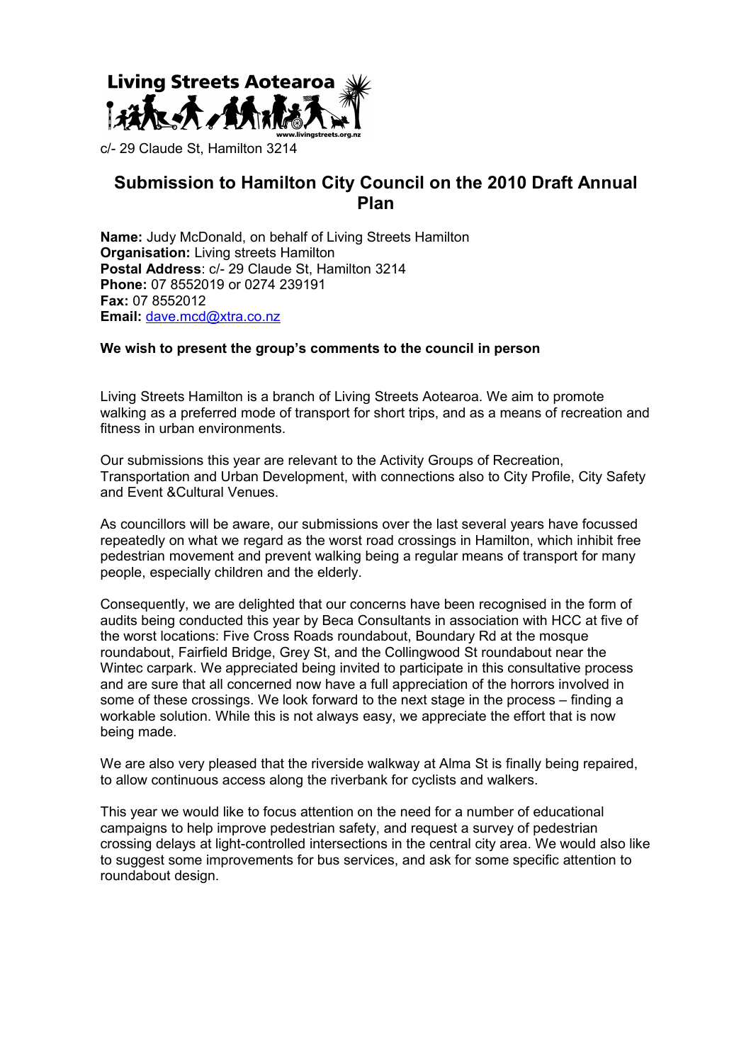**Living Streets Aotearoa**

www.livingstreets.org.nz

c/- 29 Claude St, Hamilton 3214

# Submission to Hamilton City Council on the 2010 Draft Annual Plan

**Name:** Judy McDonald, on behalf of Living Streets Hamilton
**Organisation:** Living streets Hamilton
**Postal Address**: c/- 29 Claude St, Hamilton 3214
**Phone:** 07 8552019 or 0274 239191
**Fax:** 07 8552012
**Email:** dave.mcd@xtra.co.nz

**We wish to present the group's comments to the council in person**

Living Streets Hamilton is a branch of Living Streets Aotearoa. We aim to promote walking as a preferred mode of transport for short trips, and as a means of recreation and fitness in urban environments.

Our submissions this year are relevant to the Activity Groups of Recreation, Transportation and Urban Development, with connections also to City Profile, City Safety and Event &Cultural Venues.

As councillors will be aware, our submissions over the last several years have focussed repeatedly on what we regard as the worst road crossings in Hamilton, which inhibit free pedestrian movement and prevent walking being a regular means of transport for many people, especially children and the elderly.

Consequently, we are delighted that our concerns have been recognised in the form of audits being conducted this year by Beca Consultants in association with HCC at five of the worst locations: Five Cross Roads roundabout, Boundary Rd at the mosque roundabout, Fairfield Bridge, Grey St, and the Collingwood St roundabout near the Wintec carpark. We appreciated being invited to participate in this consultative process and are sure that all concerned now have a full appreciation of the horrors involved in some of these crossings. We look forward to the next stage in the process – finding a workable solution. While this is not always easy, we appreciate the effort that is now being made.

We are also very pleased that the riverside walkway at Alma St is finally being repaired, to allow continuous access along the riverbank for cyclists and walkers.

This year we would like to focus attention on the need for a number of educational campaigns to help improve pedestrian safety, and request a survey of pedestrian crossing delays at light-controlled intersections in the central city area. We would also like to suggest some improvements for bus services, and ask for some specific attention to roundabout design.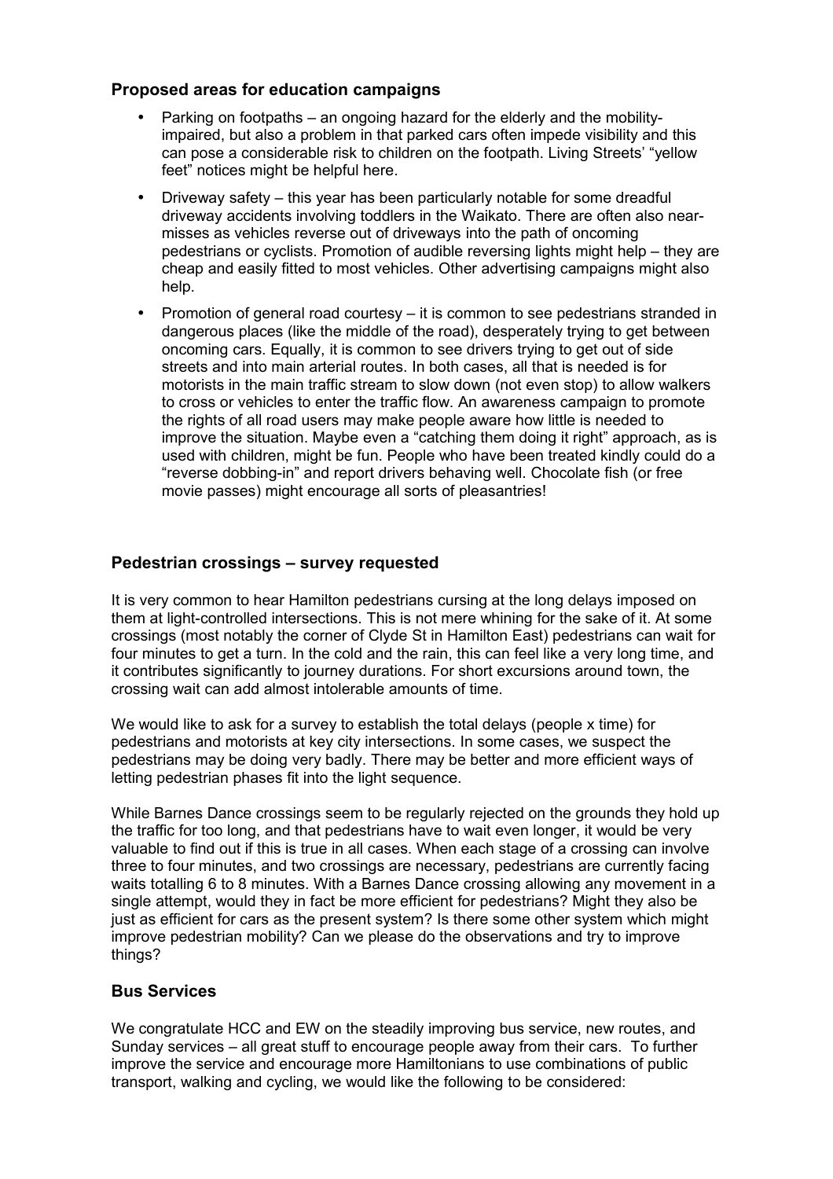## Proposed areas for education campaigns

- Parking on footpaths – an ongoing hazard for the elderly and the mobility-impaired, but also a problem in that parked cars often impede visibility and this can pose a considerable risk to children on the footpath. Living Streets' "yellow feet" notices might be helpful here.
- Driveway safety – this year has been particularly notable for some dreadful driveway accidents involving toddlers in the Waikato. There are often also near-misses as vehicles reverse out of driveways into the path of oncoming pedestrians or cyclists. Promotion of audible reversing lights might help – they are cheap and easily fitted to most vehicles. Other advertising campaigns might also help.
- Promotion of general road courtesy – it is common to see pedestrians stranded in dangerous places (like the middle of the road), desperately trying to get between oncoming cars. Equally, it is common to see drivers trying to get out of side streets and into main arterial routes. In both cases, all that is needed is for motorists in the main traffic stream to slow down (not even stop) to allow walkers to cross or vehicles to enter the traffic flow. An awareness campaign to promote the rights of all road users may make people aware how little is needed to improve the situation. Maybe even a "catching them doing it right" approach, as is used with children, might be fun. People who have been treated kindly could do a "reverse dobbing-in" and report drivers behaving well. Chocolate fish (or free movie passes) might encourage all sorts of pleasantries!

## Pedestrian crossings – survey requested

It is very common to hear Hamilton pedestrians cursing at the long delays imposed on them at light-controlled intersections. This is not mere whining for the sake of it. At some crossings (most notably the corner of Clyde St in Hamilton East) pedestrians can wait for four minutes to get a turn. In the cold and the rain, this can feel like a very long time, and it contributes significantly to journey durations. For short excursions around town, the crossing wait can add almost intolerable amounts of time.

We would like to ask for a survey to establish the total delays (people x time) for pedestrians and motorists at key city intersections. In some cases, we suspect the pedestrians may be doing very badly. There may be better and more efficient ways of letting pedestrian phases fit into the light sequence.

While Barnes Dance crossings seem to be regularly rejected on the grounds they hold up the traffic for too long, and that pedestrians have to wait even longer, it would be very valuable to find out if this is true in all cases. When each stage of a crossing can involve three to four minutes, and two crossings are necessary, pedestrians are currently facing waits totalling 6 to 8 minutes. With a Barnes Dance crossing allowing any movement in a single attempt, would they in fact be more efficient for pedestrians? Might they also be just as efficient for cars as the present system? Is there some other system which might improve pedestrian mobility? Can we please do the observations and try to improve things?

## Bus Services

We congratulate HCC and EW on the steadily improving bus service, new routes, and Sunday services – all great stuff to encourage people away from their cars. To further improve the service and encourage more Hamiltonians to use combinations of public transport, walking and cycling, we would like the following to be considered: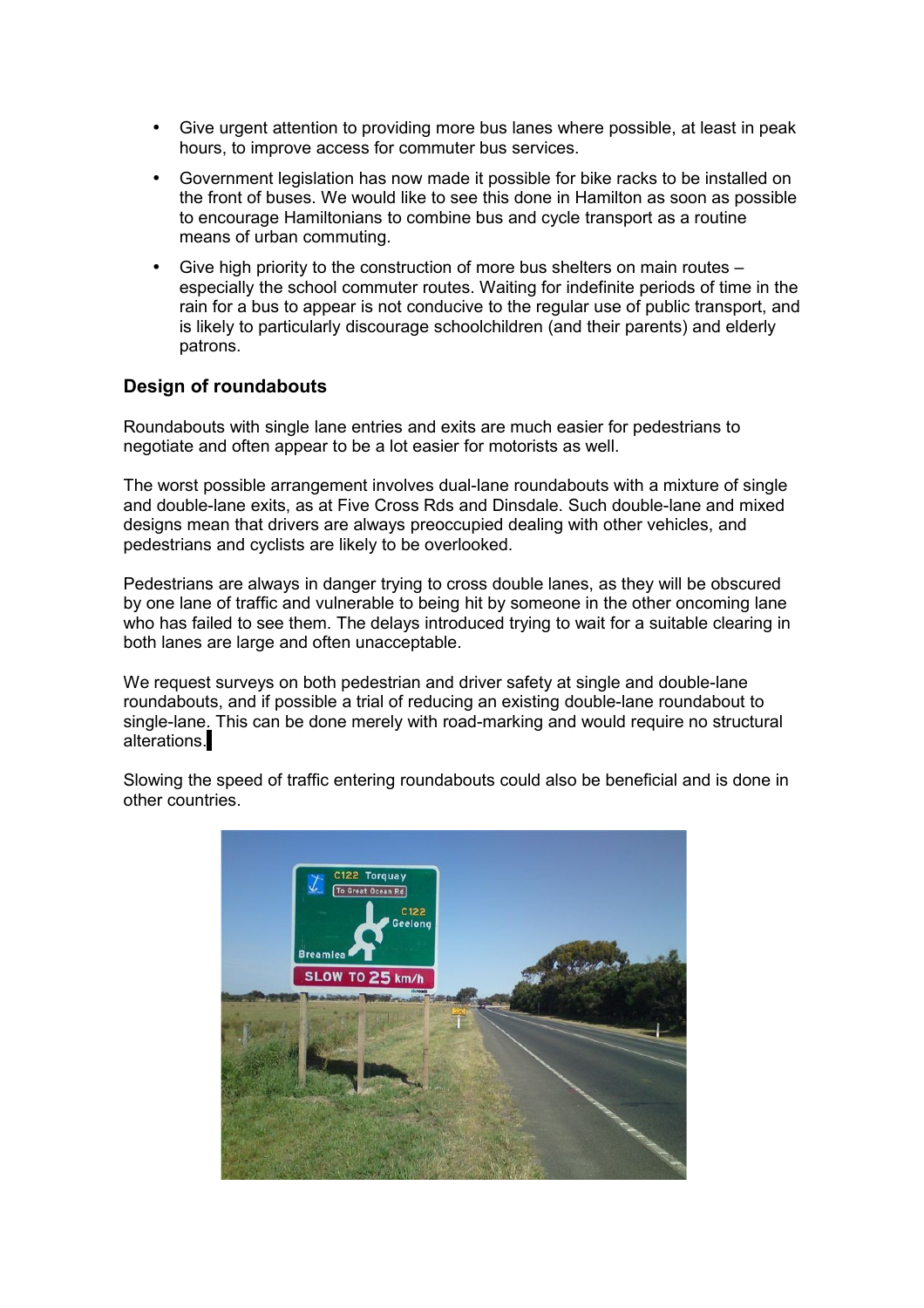- Give urgent attention to providing more bus lanes where possible, at least in peak hours, to improve access for commuter bus services.
- Government legislation has now made it possible for bike racks to be installed on the front of buses. We would like to see this done in Hamilton as soon as possible to encourage Hamiltonians to combine bus and cycle transport as a routine means of urban commuting.
- Give high priority to the construction of more bus shelters on main routes – especially the school commuter routes. Waiting for indefinite periods of time in the rain for a bus to appear is not conducive to the regular use of public transport, and is likely to particularly discourage schoolchildren (and their parents) and elderly patrons.

### Design of roundabouts

Roundabouts with single lane entries and exits are much easier for pedestrians to negotiate and often appear to be a lot easier for motorists as well.

The worst possible arrangement involves dual-lane roundabouts with a mixture of single and double-lane exits, as at Five Cross Rds and Dinsdale. Such double-lane and mixed designs mean that drivers are always preoccupied dealing with other vehicles, and pedestrians and cyclists are likely to be overlooked.

Pedestrians are always in danger trying to cross double lanes, as they will be obscured by one lane of traffic and vulnerable to being hit by someone in the other oncoming lane who has failed to see them. The delays introduced trying to wait for a suitable clearing in both lanes are large and often unacceptable.

We request surveys on both pedestrian and driver safety at single and double-lane roundabouts, and if possible a trial of reducing an existing double-lane roundabout to single-lane. This can be done merely with road-marking and would require no structural alterations.

Slowing the speed of traffic entering roundabouts could also be beneficial and is done in other countries.